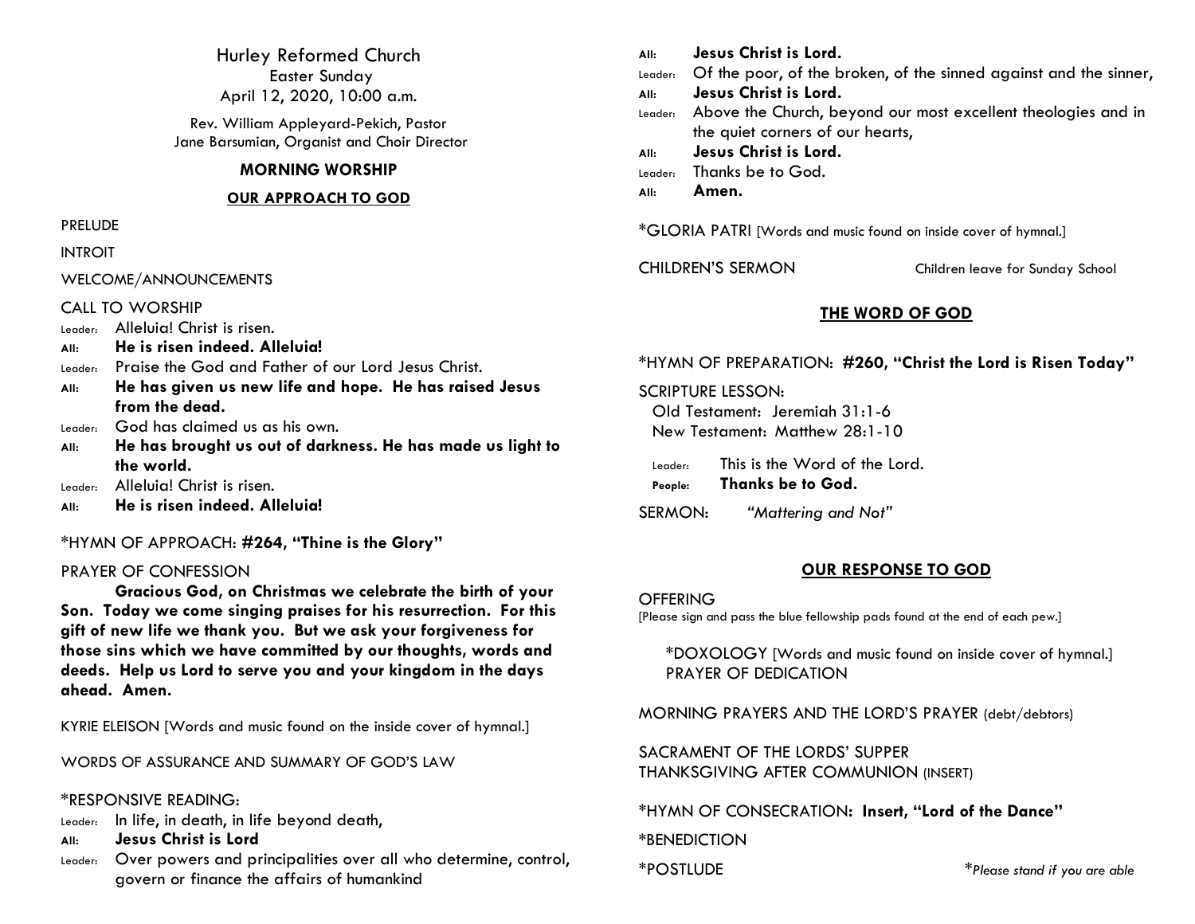# Hurley Reformed Church

Easter Sunday
April 12, 2020, 10:00 a.m.

Rev. William Appleyard-Pekich, Pastor
Jane Barsumian, Organist and Choir Director

## MORNING WORSHIP

### OUR APPROACH TO GOD

PRELUDE

INTROIT

WELCOME/ANNOUNCEMENTS

CALL TO WORSHIP

Leader: Alleluia! Christ is risen.
All: **He is risen indeed. Alleluia!**
Leader: Praise the God and Father of our Lord Jesus Christ.
All: **He has given us new life and hope. He has raised Jesus from the dead.**
Leader: God has claimed us as his own.
All: **He has brought us out of darkness. He has made us light to the world.**
Leader: Alleluia! Christ is risen.
All: **He is risen indeed. Alleluia!**

*HYMN OF APPROACH: **#264, "Thine is the Glory"**

PRAYER OF CONFESSION

**Gracious God, on Christmas we celebrate the birth of your Son. Today we come singing praises for his resurrection. For this gift of new life we thank you. But we ask your forgiveness for those sins which we have committed by our thoughts, words and deeds. Help us Lord to serve you and your kingdom in the days ahead. Amen.**

KYRIE ELEISON [Words and music found on the inside cover of hymnal.]

WORDS OF ASSURANCE AND SUMMARY OF GOD'S LAW

*RESPONSIVE READING:

Leader: In life, in death, in life beyond death,
All: **Jesus Christ is Lord**
Leader: Over powers and principalities over all who determine, control, govern or finance the affairs of humankind
All: **Jesus Christ is Lord.**
Leader: Of the poor, of the broken, of the sinned against and the sinner,
All: **Jesus Christ is Lord.**
Leader: Above the Church, beyond our most excellent theologies and in the quiet corners of our hearts,
All: **Jesus Christ is Lord.**
Leader: Thanks be to God.
All: **Amen.**

*GLORIA PATRI [Words and music found on inside cover of hymnal.]

CHILDREN'S SERMON — Children leave for Sunday School

### THE WORD OF GOD

*HYMN OF PREPARATION: **#260, "Christ the Lord is Risen Today"**

SCRIPTURE LESSON:
Old Testament: Jeremiah 31:1-6
New Testament: Matthew 28:1-10

Leader: This is the Word of the Lord.
People: **Thanks be to God.**

SERMON: *"Mattering and Not"*

### OUR RESPONSE TO GOD

OFFERING
[Please sign and pass the blue fellowship pads found at the end of each pew.]

*DOXOLOGY [Words and music found on inside cover of hymnal.]
PRAYER OF DEDICATION

MORNING PRAYERS AND THE LORD'S PRAYER (debt/debtors)

SACRAMENT OF THE LORDS' SUPPER
THANKSGIVING AFTER COMMUNION (INSERT)

*HYMN OF CONSECRATION: **Insert, "Lord of the Dance"**

*BENEDICTION

*POSTLUDE

**Please stand if you are able*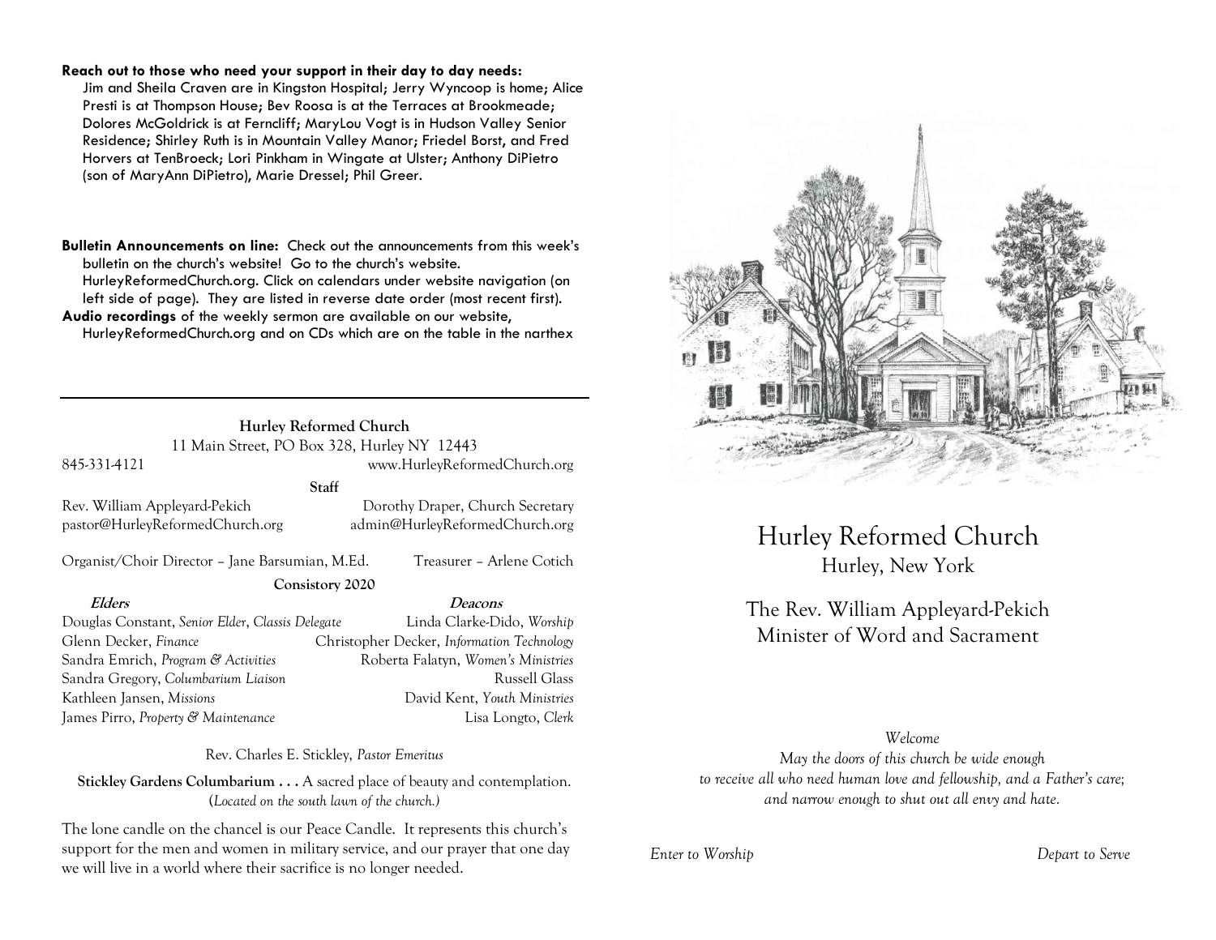**Reach out to those who need your support in their day to day needs:** Jim and Sheila Craven are in Kingston Hospital; Jerry Wyncoop is home; Alice Presti is at Thompson House; Bev Roosa is at the Terraces at Brookmeade; Dolores McGoldrick is at Ferncliff; MaryLou Vogt is in Hudson Valley Senior Residence; Shirley Ruth is in Mountain Valley Manor; Friedel Borst, and Fred Horvers at TenBroeck; Lori Pinkham in Wingate at Ulster; Anthony DiPietro (son of MaryAnn DiPietro), Marie Dressel; Phil Greer.

**Bulletin Announcements on line:** Check out the announcements from this week's bulletin on the church's website! Go to the church's website. HurleyReformedChurch.org. Click on calendars under website navigation (on left side of page). They are listed in reverse date order (most recent first).

**Audio recordings** of the weekly sermon are available on our website, HurleyReformedChurch.org and on CDs which are on the table in the narthex

---

**Hurley Reformed Church**

11 Main Street, PO Box 328, Hurley NY 12443

845-331-4121 www.HurleyReformedChurch.org

**Staff**

Rev. William Appleyard-Pekich
pastor@HurleyReformedChurch.org

Dorothy Draper, Church Secretary
admin@HurleyReformedChurch.org

Organist/Choir Director – Jane Barsumian, M.Ed.

Treasurer – Arlene Cotich

**Consistory 2020**

| **Elders** | **Deacons** |
|---|---|
| Douglas Constant, *Senior Elder, Classis Delegate* | Linda Clarke-Dido, *Worship* |
| Glenn Decker, *Finance* | Christopher Decker, *Information Technology* |
| Sandra Emrich, *Program & Activities* | Roberta Falatyn, *Women's Ministries* |
| Sandra Gregory, *Columbarium Liaison* | Russell Glass |
| Kathleen Jansen, *Missions* | David Kent, *Youth Ministries* |
| James Pirro, *Property & Maintenance* | Lisa Longto, *Clerk* |

Rev. Charles E. Stickley, *Pastor Emeritus*

**Stickley Gardens Columbarium . . .** A sacred place of beauty and contemplation. (*Located on the south lawn of the church.)*

The lone candle on the chancel is our Peace Candle. It represents this church's support for the men and women in military service, and our prayer that one day we will live in a world where their sacrifice is no longer needed.

# Hurley Reformed Church

## Hurley, New York

The Rev. William Appleyard-Pekich
Minister of Word and Sacrament

*Welcome*

*May the doors of this church be wide enough to receive all who need human love and fellowship, and a Father's care; and narrow enough to shut out all envy and hate.*

*Enter to Worship* *Depart to Serve*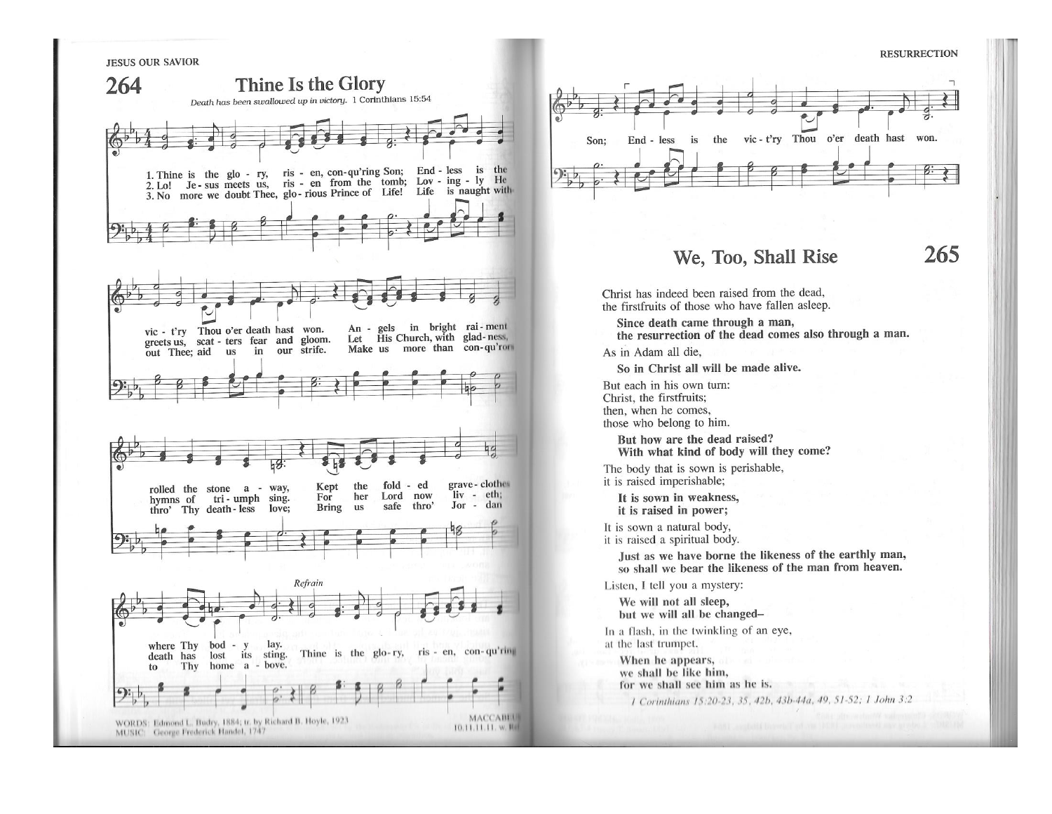## 264 Thine Is the Glory

*Death has been swallowed up in victory.* 1 Corinthians 15:54

1. Thine is the glo - ry, ris - en, con-qu'ring Son; End - less is the vic - t'ry Thou o'er death hast won. An - gels in bright rai - ment rolled the stone a - way, Kept the fold - ed grave - clothes where Thy bod - y lay.

2. Lo! Je - sus meets us, ris - en from the tomb; Lov - ing - ly He greets us, scat - ters fear and gloom. Let His Church, with glad - ness, hymns of tri - umph sing. For her Lord now liv - eth; death has lost its sting.

3. No more we doubt Thee, glo - rious Prince of Life! Life is naught with - out Thee; aid us in our strife. Make us more than con - qu'rors thro' Thy death - less love; Bring us safe thro' Jor - dan to Thy home a - bove.

*Refrain*

Thine is the glo - ry, ris - en, con - qu'ring Son; End - less is the vic - t'ry Thou o'er death hast won.

WORDS: Edmond L. Budry, 1884; tr. by Richard B. Hoyle, 1923
MUSIC: George Frederick Handel, 1747

MACCABEUS
10.11.11.11. w. Ref.

## 265 We, Too, Shall Rise

Christ has indeed been raised from the dead,
the firstfruits of those who have fallen asleep.

**Since death came through a man,**
**the resurrection of the dead comes also through a man.**

As in Adam all die,

**So in Christ all will be made alive.**

But each in his own turn:
Christ, the firstfruits;
then, when he comes,
those who belong to him.

**But how are the dead raised?**
**With what kind of body will they come?**

The body that is sown is perishable,
it is raised imperishable;

**It is sown in weakness,**
**it is raised in power;**

It is sown a natural body,
it is raised a spiritual body.

**Just as we have borne the likeness of the earthly man,**
**so shall we bear the likeness of the man from heaven.**

Listen, I tell you a mystery:

**We will not all sleep,**
**but we will all be changed–**

In a flash, in the twinkling of an eye,
at the last trumpet.

**When he appears,**
**we shall be like him,**
**for we shall see him as he is.**

*1 Corinthians 15:20-23, 35, 42b, 43b-44a, 49, 51-52; 1 John 3:2*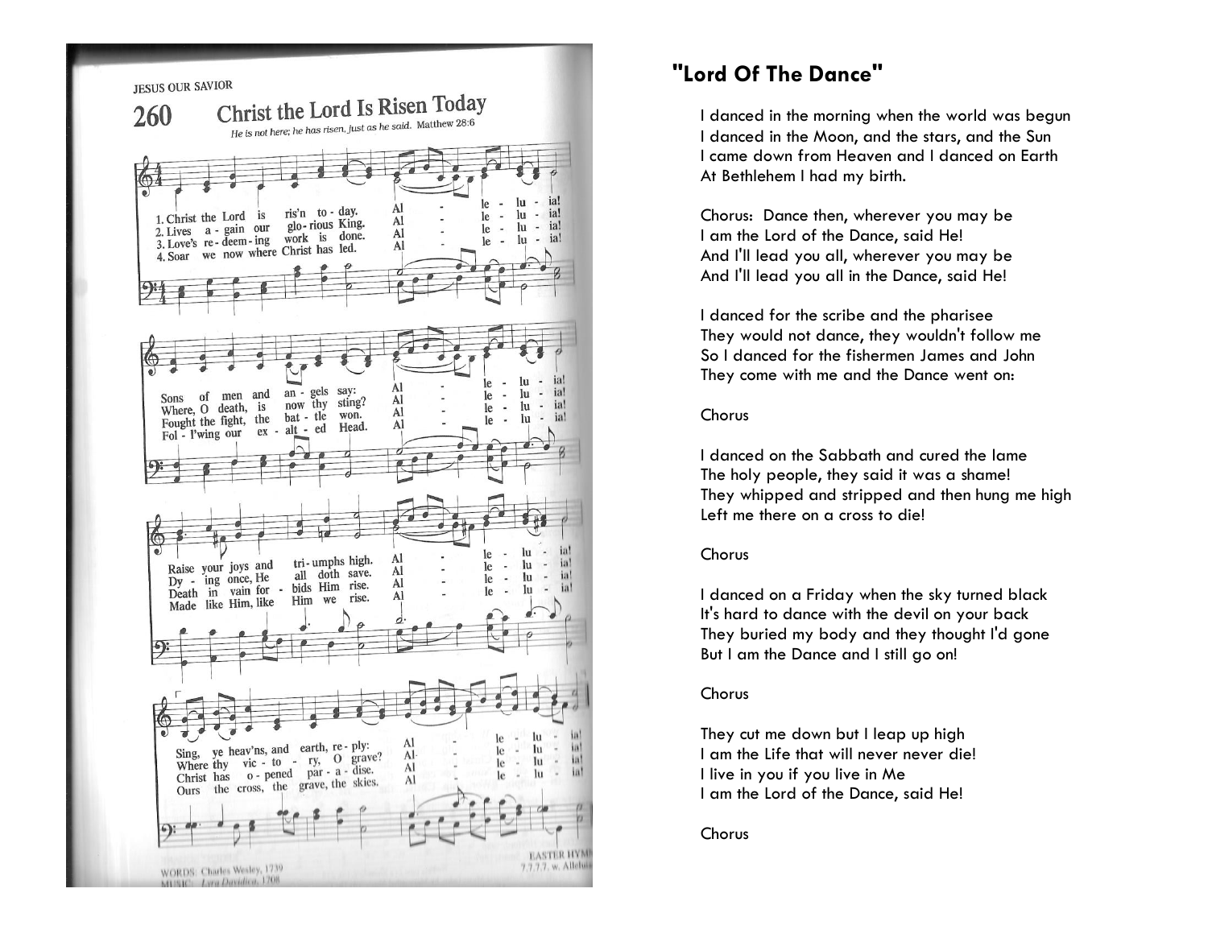JESUS OUR SAVIOR

## 260 Christ the Lord Is Risen Today

*He is not here; he has risen, just as he said.* Matthew 28:6

1. Christ the Lord is ris'n today. Alleluia!
Sons of men and angels say: Alleluia!
Raise your joys and triumphs high. Alleluia!
Sing, ye heav'ns, and earth, reply: Alleluia!

2. Lives again our glorious King. Alleluia!
Where, O death, is now thy sting? Alleluia!
Dying once, He all doth save. Alleluia!
Where thy victory, O grave? Alleluia!

3. Love's redeeming work is done. Alleluia!
Fought the fight, the battle won. Alleluia!
Death in vain forbids Him rise. Alleluia!
Christ has opened paradise. Alleluia!

4. Soar we now where Christ has led. Alleluia!
Fol-l'wing our exalted Head. Alleluia!
Made like Him, like Him we rise. Alleluia!
Ours the cross, the grave, the skies. Alleluia!

WORDS: Charles Wesley, 1739
MUSIC: *Lyra Davidica*, 1708

EASTER HYMN
7.7.7.7. w. Alleluias

## "Lord Of The Dance"

I danced in the morning when the world was begun
I danced in the Moon, and the stars, and the Sun
I came down from Heaven and I danced on Earth
At Bethlehem I had my birth.

Chorus: Dance then, wherever you may be
I am the Lord of the Dance, said He!
And I'll lead you all, wherever you may be
And I'll lead you all in the Dance, said He!

I danced for the scribe and the pharisee
They would not dance, they wouldn't follow me
So I danced for the fishermen James and John
They come with me and the Dance went on:

Chorus

I danced on the Sabbath and cured the lame
The holy people, they said it was a shame!
They whipped and stripped and then hung me high
Left me there on a cross to die!

Chorus

I danced on a Friday when the sky turned black
It's hard to dance with the devil on your back
They buried my body and they thought I'd gone
But I am the Dance and I still go on!

Chorus

They cut me down but I leap up high
I am the Life that will never never die!
I live in you if you live in Me
I am the Lord of the Dance, said He!

Chorus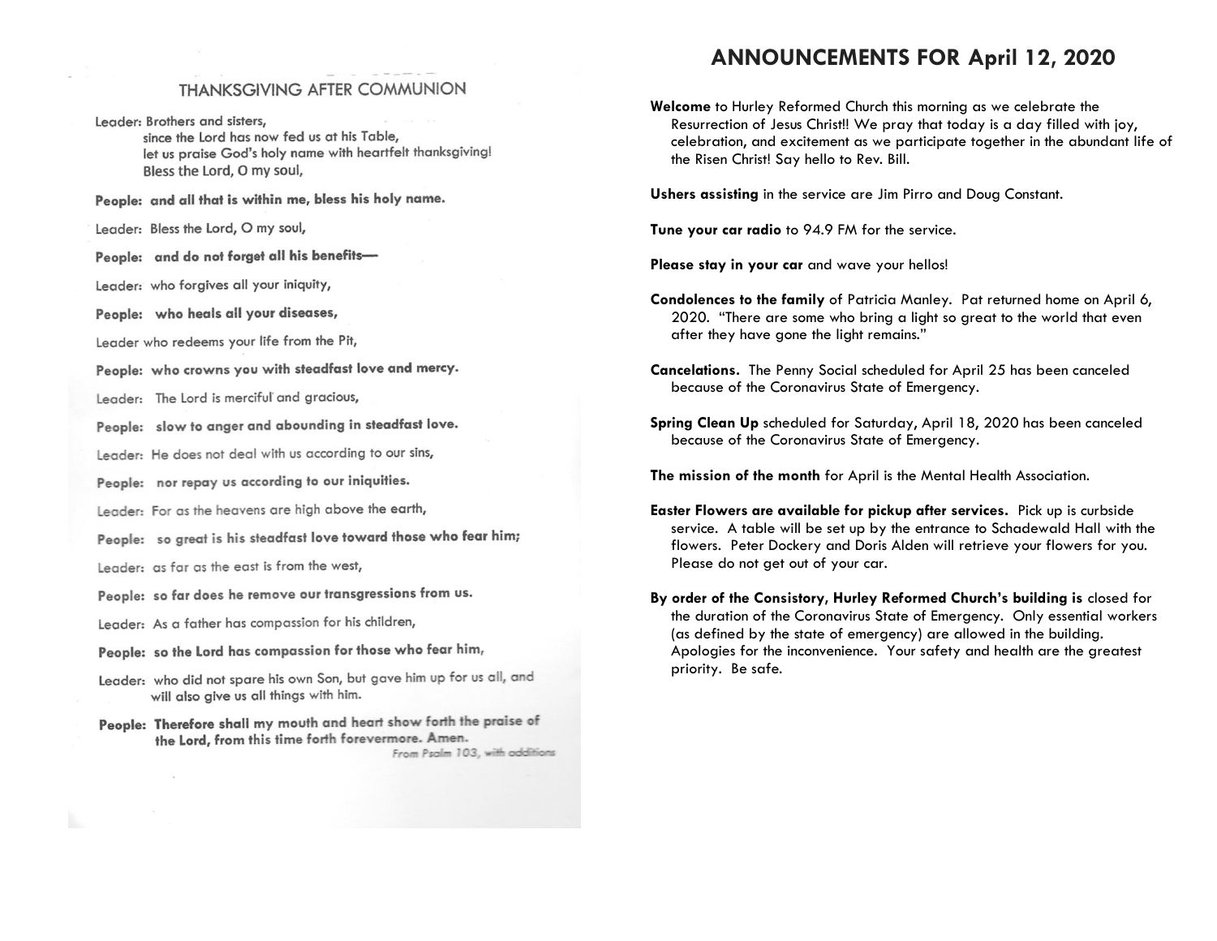## THANKSGIVING AFTER COMMUNION

Leader: Brothers and sisters,
since the Lord has now fed us at his Table,
let us praise God's holy name with heartfelt thanksgiving!
Bless the Lord, O my soul,

**People: and all that is within me, bless his holy name.**

Leader: Bless the Lord, O my soul,

**People: and do not forget all his benefits—**

Leader: who forgives all your iniquity,

**People: who heals all your diseases,**

Leader who redeems your life from the Pit,

**People: who crowns you with steadfast love and mercy.**

Leader: The Lord is merciful and gracious,

**People: slow to anger and abounding in steadfast love.**

Leader: He does not deal with us according to our sins,

**People: nor repay us according to our iniquities.**

Leader: For as the heavens are high above the earth,

**People: so great is his steadfast love toward those who fear him;**

Leader: as far as the east is from the west,

**People: so far does he remove our transgressions from us.**

Leader: As a father has compassion for his children,

**People: so the Lord has compassion for those who fear him,**

Leader: who did not spare his own Son, but gave him up for us all, and will also give us all things with him.

**People: Therefore shall my mouth and heart show forth the praise of the Lord, from this time forth forevermore. Amen.**

*From Psalm 103, with additions*

# ANNOUNCEMENTS FOR April 12, 2020

**Welcome** to Hurley Reformed Church this morning as we celebrate the Resurrection of Jesus Christ!! We pray that today is a day filled with joy, celebration, and excitement as we participate together in the abundant life of the Risen Christ! Say hello to Rev. Bill.

**Ushers assisting** in the service are Jim Pirro and Doug Constant.

**Tune your car radio** to 94.9 FM for the service.

**Please stay in your car** and wave your hellos!

**Condolences to the family** of Patricia Manley. Pat returned home on April 6, 2020. "There are some who bring a light so great to the world that even after they have gone the light remains."

**Cancelations.** The Penny Social scheduled for April 25 has been canceled because of the Coronavirus State of Emergency.

**Spring Clean Up** scheduled for Saturday, April 18, 2020 has been canceled because of the Coronavirus State of Emergency.

**The mission of the month** for April is the Mental Health Association.

**Easter Flowers are available for pickup after services.** Pick up is curbside service. A table will be set up by the entrance to Schadewald Hall with the flowers. Peter Dockery and Doris Alden will retrieve your flowers for you. Please do not get out of your car.

**By order of the Consistory, Hurley Reformed Church's building is** closed for the duration of the Coronavirus State of Emergency. Only essential workers (as defined by the state of emergency) are allowed in the building. Apologies for the inconvenience. Your safety and health are the greatest priority. Be safe.